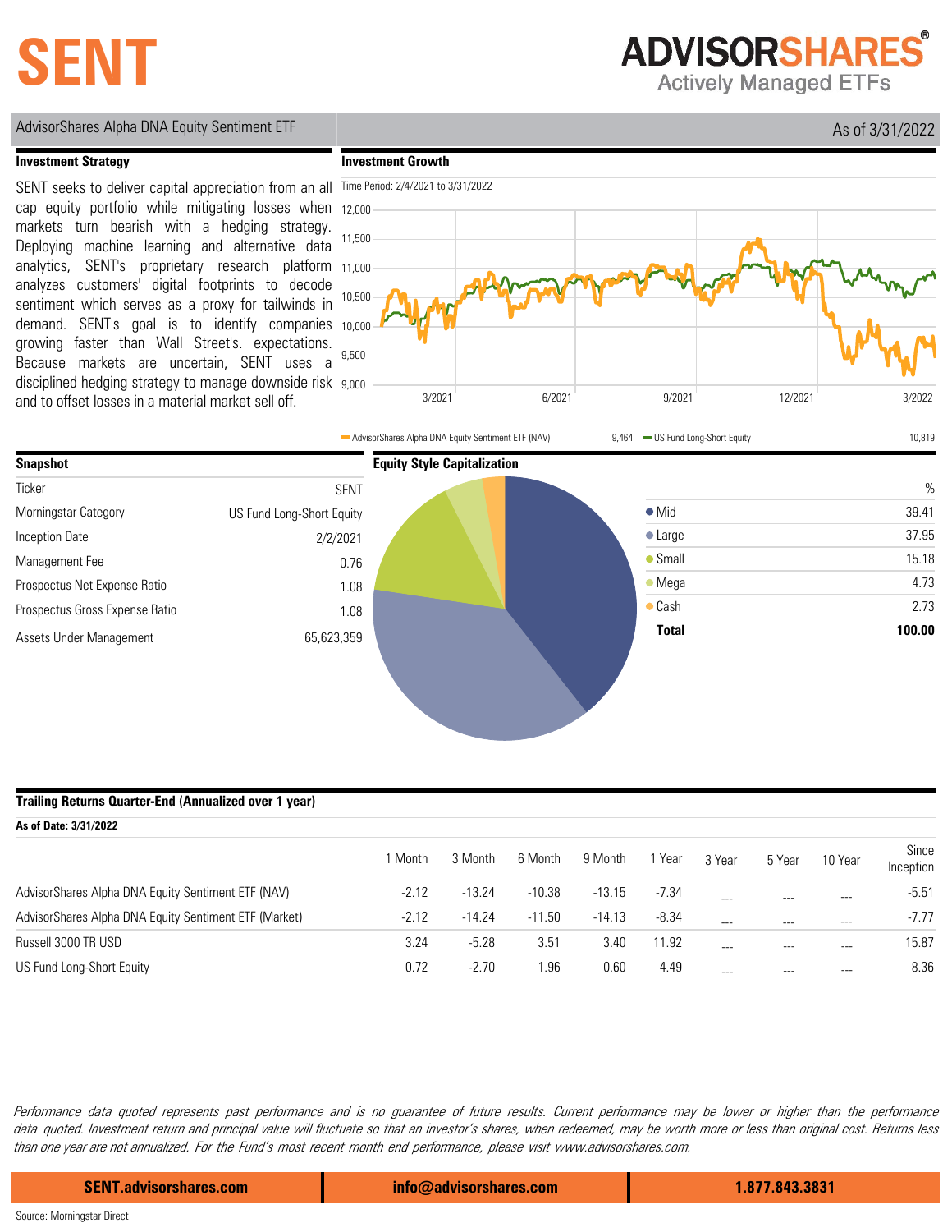# SENT

**ADVISORSHARES**
Actively Managed ETFs

AdvisorShares Alpha DNA Equity Sentiment ETF

As of 3/31/2022

## Investment Strategy

SENT seeks to deliver capital appreciation from an all cap equity portfolio while mitigating losses when markets turn bearish with a hedging strategy. Deploying machine learning and alternative data analytics, SENT's proprietary research platform analyzes customers' digital footprints to decode sentiment which serves as a proxy for tailwinds in demand. SENT's goal is to identify companies growing faster than Wall Street's. expectations. Because markets are uncertain, SENT uses a disciplined hedging strategy to manage downside risk and to offset losses in a material market sell off.

## Investment Growth

Time Period: 2/4/2021 to 3/31/2022

AdvisorShares Alpha DNA Equity Sentiment ETF (NAV) 9,464 — US Fund Long-Short Equity 10,819

## Snapshot

| | |
|---|---|
| Ticker | SENT |
| Morningstar Category | US Fund Long-Short Equity |
| Inception Date | 2/2/2021 |
| Management Fee | 0.76 |
| Prospectus Net Expense Ratio | 1.08 |
| Prospectus Gross Expense Ratio | 1.08 |
| Assets Under Management | 65,623,359 |

## Equity Style Capitalization

| | % |
|---|---|
| Mid | 39.41 |
| Large | 37.95 |
| Small | 15.18 |
| Mega | 4.73 |
| Cash | 2.73 |
| **Total** | **100.00** |

## Trailing Returns Quarter-End (Annualized over 1 year)

**As of Date: 3/31/2022**

| | 1 Month | 3 Month | 6 Month | 9 Month | 1 Year | 3 Year | 5 Year | 10 Year | Since Inception |
|---|---|---|---|---|---|---|---|---|---|
| AdvisorShares Alpha DNA Equity Sentiment ETF (NAV) | -2.12 | -13.24 | -10.38 | -13.15 | -7.34 | --- | --- | --- | -5.51 |
| AdvisorShares Alpha DNA Equity Sentiment ETF (Market) | -2.12 | -14.24 | -11.50 | -14.13 | -8.34 | --- | --- | --- | -7.77 |
| Russell 3000 TR USD | 3.24 | -5.28 | 3.51 | 3.40 | 11.92 | --- | --- | --- | 15.87 |
| US Fund Long-Short Equity | 0.72 | -2.70 | 1.96 | 0.60 | 4.49 | --- | --- | --- | 8.36 |

*Performance data quoted represents past performance and is no guarantee of future results. Current performance may be lower or higher than the performance data quoted. Investment return and principal value will fluctuate so that an investor's shares, when redeemed, may be worth more or less than original cost. Returns less than one year are not annualized. For the Fund's most recent month end performance, please visit www.advisorshares.com.*

**SENT.advisorshares.com** | **info@advisorshares.com** | **1.877.843.3831**

Source: Morningstar Direct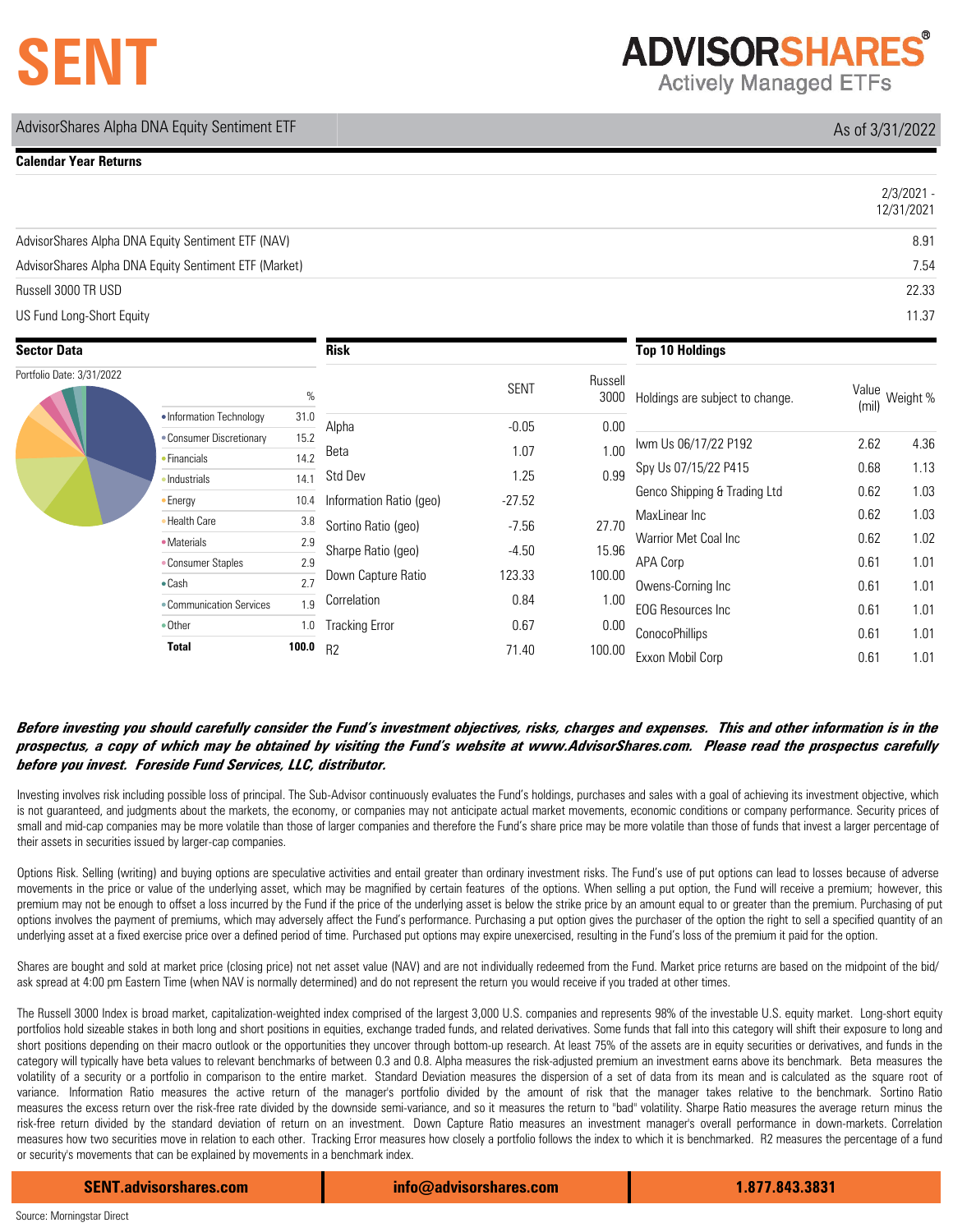# SENT

**ADVISORSHARES®**
Actively Managed ETFs

AdvisorShares Alpha DNA Equity Sentiment ETF — As of 3/31/2022

## Calendar Year Returns

| | 2/3/2021 - 12/31/2021 |
|---|---|
| AdvisorShares Alpha DNA Equity Sentiment ETF (NAV) | 8.91 |
| AdvisorShares Alpha DNA Equity Sentiment ETF (Market) | 7.54 |
| Russell 3000 TR USD | 22.33 |
| US Fund Long-Short Equity | 11.37 |

## Sector Data

Portfolio Date: 3/31/2022

| | % |
|---|---|
| Information Technology | 31.0 |
| Consumer Discretionary | 15.2 |
| Financials | 14.2 |
| Industrials | 14.1 |
| Energy | 10.4 |
| Health Care | 3.8 |
| Materials | 2.9 |
| Consumer Staples | 2.9 |
| Cash | 2.7 |
| Communication Services | 1.9 |
| Other | 1.0 |
| **Total** | **100.0** |

## Risk

| | SENT | Russell 3000 |
|---|---|---|
| Alpha | -0.05 | 0.00 |
| Beta | 1.07 | 1.00 |
| Std Dev | 1.25 | 0.99 |
| Information Ratio (geo) | -27.52 | |
| Sortino Ratio (geo) | -7.56 | 27.70 |
| Sharpe Ratio (geo) | -4.50 | 15.96 |
| Down Capture Ratio | 123.33 | 100.00 |
| Correlation | 0.84 | 1.00 |
| Tracking Error | 0.67 | 0.00 |
| R2 | 71.40 | 100.00 |

## Top 10 Holdings

| Holdings are subject to change. | Value (mil) | Weight % |
|---|---|---|
| Iwm Us 06/17/22 P192 | 2.62 | 4.36 |
| Spy Us 07/15/22 P415 | 0.68 | 1.13 |
| Genco Shipping & Trading Ltd | 0.62 | 1.03 |
| MaxLinear Inc | 0.62 | 1.03 |
| Warrior Met Coal Inc | 0.62 | 1.02 |
| APA Corp | 0.61 | 1.01 |
| Owens-Corning Inc | 0.61 | 1.01 |
| EOG Resources Inc | 0.61 | 1.01 |
| ConocoPhillips | 0.61 | 1.01 |
| Exxon Mobil Corp | 0.61 | 1.01 |

***Before investing you should carefully consider the Fund's investment objectives, risks, charges and expenses. This and other information is in the prospectus, a copy of which may be obtained by visiting the Fund's website at www.AdvisorShares.com. Please read the prospectus carefully before you invest. Foreside Fund Services, LLC, distributor.***

Investing involves risk including possible loss of principal. The Sub-Advisor continuously evaluates the Fund's holdings, purchases and sales with a goal of achieving its investment objective, which is not guaranteed, and judgments about the markets, the economy, or companies may not anticipate actual market movements, economic conditions or company performance. Security prices of small and mid-cap companies may be more volatile than those of larger companies and therefore the Fund's share price may be more volatile than those of funds that invest a larger percentage of their assets in securities issued by larger-cap companies.

Options Risk. Selling (writing) and buying options are speculative activities and entail greater than ordinary investment risks. The Fund's use of put options can lead to losses because of adverse movements in the price or value of the underlying asset, which may be magnified by certain features of the options. When selling a put option, the Fund will receive a premium; however, this premium may not be enough to offset a loss incurred by the Fund if the price of the underlying asset is below the strike price by an amount equal to or greater than the premium. Purchasing of put options involves the payment of premiums, which may adversely affect the Fund's performance. Purchasing a put option gives the purchaser of the option the right to sell a specified quantity of an underlying asset at a fixed exercise price over a defined period of time. Purchased put options may expire unexercised, resulting in the Fund's loss of the premium it paid for the option.

Shares are bought and sold at market price (closing price) not net asset value (NAV) and are not individually redeemed from the Fund. Market price returns are based on the midpoint of the bid/ask spread at 4:00 pm Eastern Time (when NAV is normally determined) and do not represent the return you would receive if you traded at other times.

The Russell 3000 Index is broad market, capitalization-weighted index comprised of the largest 3,000 U.S. companies and represents 98% of the investable U.S. equity market. Long-short equity portfolios hold sizeable stakes in both long and short positions in equities, exchange traded funds, and related derivatives. Some funds that fall into this category will shift their exposure to long and short positions depending on their macro outlook or the opportunities they uncover through bottom-up research. At least 75% of the assets are in equity securities or derivatives, and funds in the category will typically have beta values to relevant benchmarks of between 0.3 and 0.8. Alpha measures the risk-adjusted premium an investment earns above its benchmark. Beta measures the volatility of a security or a portfolio in comparison to the entire market. Standard Deviation measures the dispersion of a set of data from its mean and is calculated as the square root of variance. Information Ratio measures the active return of the manager's portfolio divided by the amount of risk that the manager takes relative to the benchmark. Sortino Ratio measures the excess return over the risk-free rate divided by the downside semi-variance, and so it measures the return to "bad" volatility. Sharpe Ratio measures the average return minus the risk-free return divided by the standard deviation of return on an investment. Down Capture Ratio measures an investment manager's overall performance in down-markets. Correlation measures how two securities move in relation to each other. Tracking Error measures how closely a portfolio follows the index to which it is benchmarked. R2 measures the percentage of a fund or security's movements that can be explained by movements in a benchmark index.

**SENT.advisorshares.com** | **info@advisorshares.com** | **1.877.843.3831**

Source: Morningstar Direct